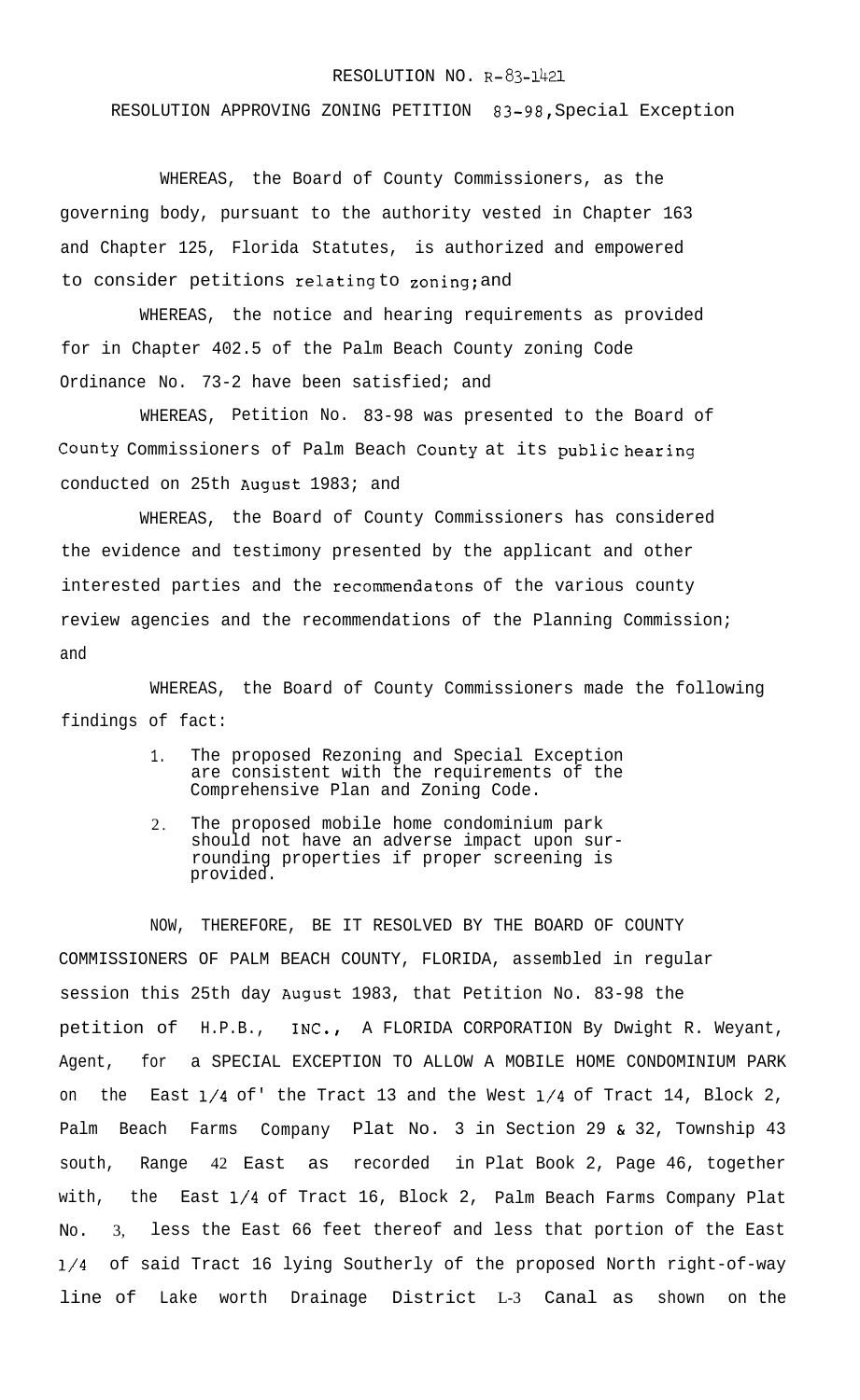RESOLUTION NO. R-83-1421

RESOLUTION APPROVING ZONING PETITION 83-98, Special Exception

WHEREAS, the Board of County Commissioners, as the governing body, pursuant to the authority vested in Chapter 163 and Chapter 125, Florida Statutes, is authorized and empowered to consider petitions relating to zoning; and

WHEREAS, the notice and hearing requirements as provided for in Chapter 402.5 of the Palm Beach County zoning Code Ordinance No. 73-2 have been satisfied; and

WHEREAS, Petition No. 83-98 was presented to the Board of County Commissioners of Palm Beach County at its public hearing conducted on 25th August 1983; and

WHEREAS, the Board of County Commissioners has considered the evidence and testimony presented by the applicant and other interested parties and the recommendatons of the various county review agencies and the recommendations of the Planning Commission; and

WHEREAS, the Board of County Commissioners made the following findings of fact:

1. The proposed Rezoning and Special Exception are consistent with the requirements of the Comprehensive Plan and Zoning Code.
2. The proposed mobile home condominium park should not have an adverse impact upon surrounding properties if proper screening is provided.

NOW, THEREFORE, BE IT RESOLVED BY THE BOARD OF COUNTY COMMISSIONERS OF PALM BEACH COUNTY, FLORIDA, assembled in regular session this 25th day August 1983, that Petition No. 83-98 the petition of H.P.B., INC., A FLORIDA CORPORATION By Dwight R. Weyant, Agent, for a SPECIAL EXCEPTION TO ALLOW A MOBILE HOME CONDOMINIUM PARK on the East 1/4 of' the Tract 13 and the West 1/4 of Tract 14, Block 2, Palm Beach Farms Company Plat No. 3 in Section 29 & 32, Township 43 south, Range 42 East as recorded in Plat Book 2, Page 46, together with, the East 1/4 of Tract 16, Block 2, Palm Beach Farms Company Plat No. 3, less the East 66 feet thereof and less that portion of the East 1/4 of said Tract 16 lying Southerly of the proposed North right-of-way line of Lake worth Drainage District L-3 Canal as shown on the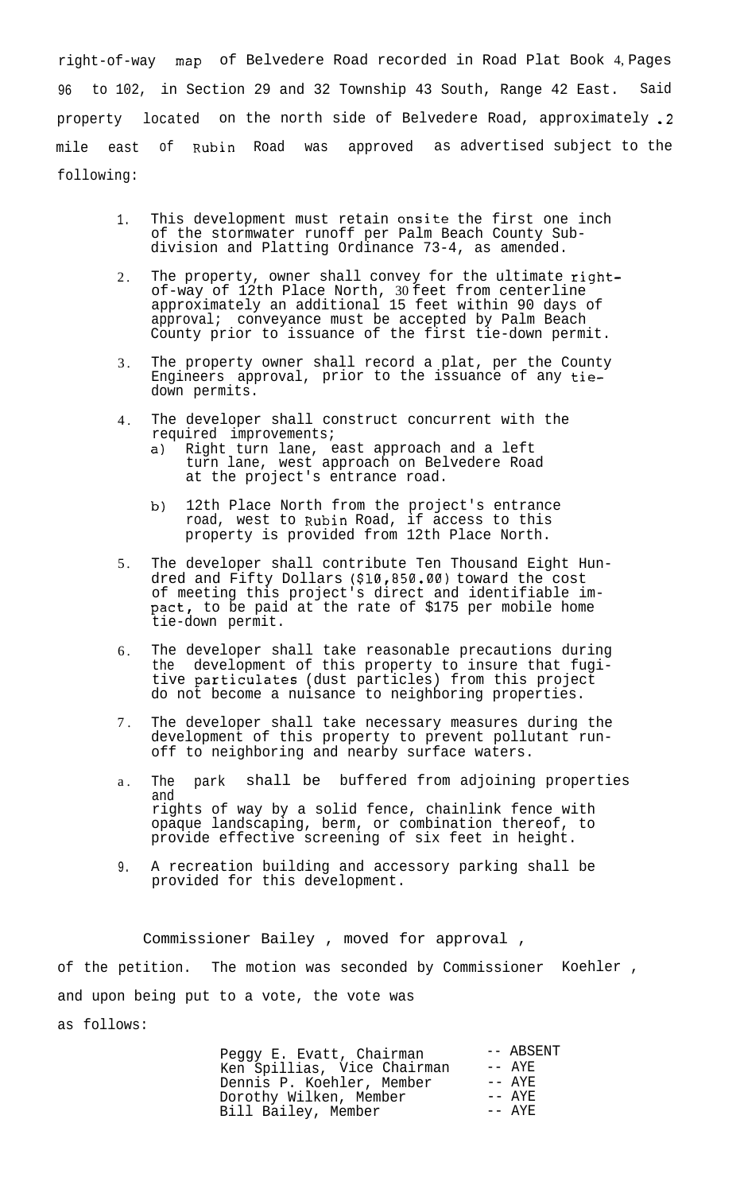right-of-way map of Belvedere Road recorded in Road Plat Book 4, Pages 96 to 102, in Section 29 and 32 Township 43 South, Range 42 East. Said property located on the north side of Belvedere Road, approximately .2 mile east of Rubin Road was approved as advertised subject to the following:

1. This development must retain onsite the first one inch of the stormwater runoff per Palm Beach County Subdivision and Platting Ordinance 73-4, as amended.

2. The property, owner shall convey for the ultimate right-of-way of 12th Place North, 30 feet from centerline approximately an additional 15 feet within 90 days of approval; conveyance must be accepted by Palm Beach County prior to issuance of the first tie-down permit.

3. The property owner shall record a plat, per the County Engineers approval, prior to the issuance of any tie-down permits.

4. The developer shall construct concurrent with the required improvements;
   a) Right turn lane, east approach and a left turn lane, west approach on Belvedere Road at the project's entrance road.

   b) 12th Place North from the project's entrance road, west to Rubin Road, if access to this property is provided from 12th Place North.

5. The developer shall contribute Ten Thousand Eight Hundred and Fifty Dollars ($10,850.00) toward the cost of meeting this project's direct and identifiable impact, to be paid at the rate of $175 per mobile home tie-down permit.

6. The developer shall take reasonable precautions during the development of this property to insure that fugitive particulates (dust particles) from this project do not become a nuisance to neighboring properties.

7. The developer shall take necessary measures during the development of this property to prevent pollutant runoff to neighboring and nearby surface waters.

8. The park shall be buffered from adjoining properties and rights of way by a solid fence, chainlink fence with opaque landscaping, berm, or combination thereof, to provide effective screening of six feet in height.

9. A recreation building and accessory parking shall be provided for this development.

Commissioner Bailey , moved for approval , of the petition. The motion was seconded by Commissioner Koehler , and upon being put to a vote, the vote was as follows:

| | |
|---|---|
| Peggy E. Evatt, Chairman | -- ABSENT |
| Ken Spillias, Vice Chairman | -- AYE |
| Dennis P. Koehler, Member | -- AYE |
| Dorothy Wilken, Member | -- AYE |
| Bill Bailey, Member | -- AYE |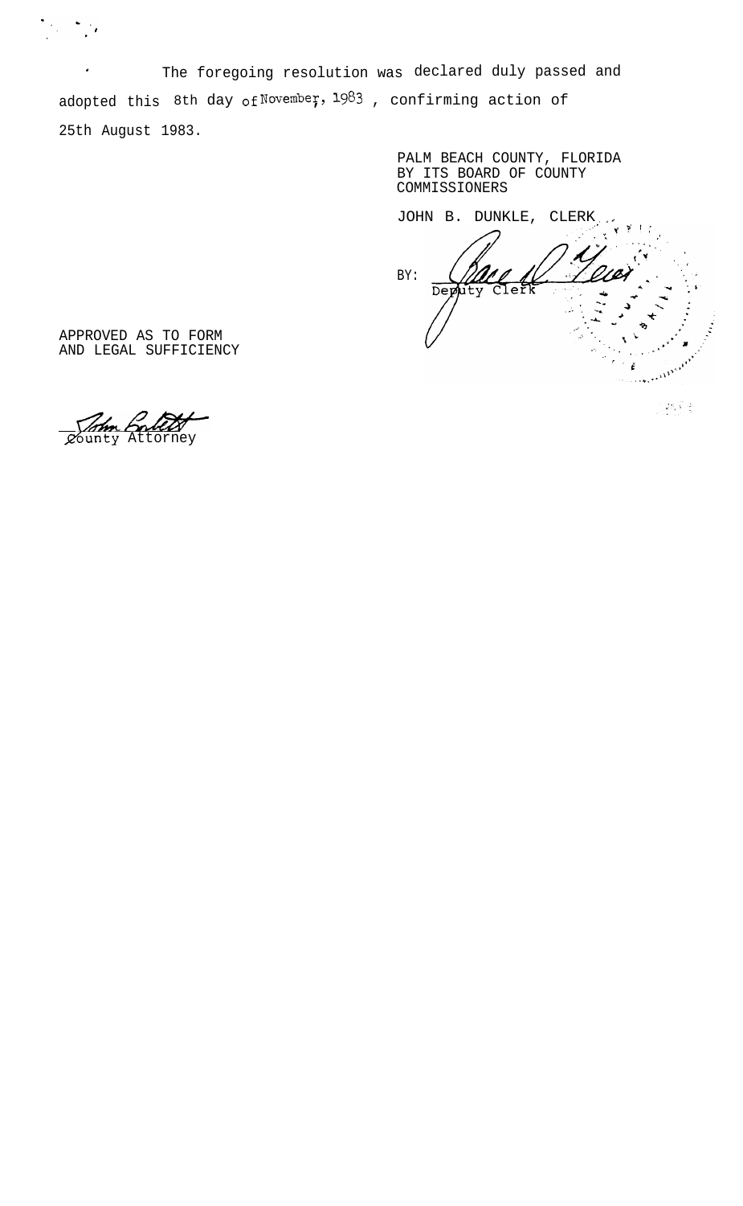The foregoing resolution was declared duly passed and adopted this 8th day of November, 1983 , confirming action of 25th August 1983.

PALM BEACH COUNTY, FLORIDA
BY ITS BOARD OF COUNTY
COMMISSIONERS

JOHN B. DUNKLE, CLERK

BY: ______________________
Deputy Clerk

APPROVED AS TO FORM
AND LEGAL SUFFICIENCY

______________________
County Attorney